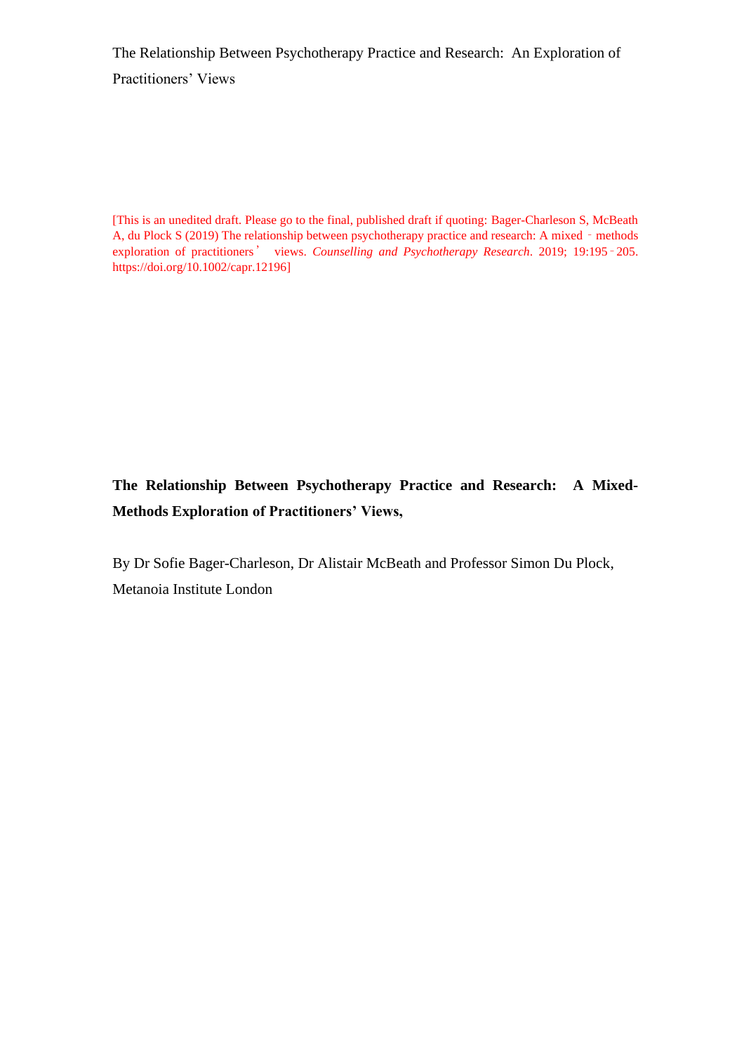The Relationship Between Psychotherapy Practice and Research: An Exploration of Practitioners' Views

[This is an unedited draft. Please go to the final, published draft if quoting: Bager-Charleson S, McBeath A, du Plock S (2019) The relationship between psychotherapy practice and research: A mixed‐methods exploration of practitioners' views. *Counselling and Psychotherapy Research*. 2019; 19:195–205. https://doi.org/10.1002/capr.12196]

# The Relationship Between Psychotherapy Practice and Research: A Mixed-Methods Exploration of Practitioners' Views,

By Dr Sofie Bager-Charleson, Dr Alistair McBeath and Professor Simon Du Plock, Metanoia Institute London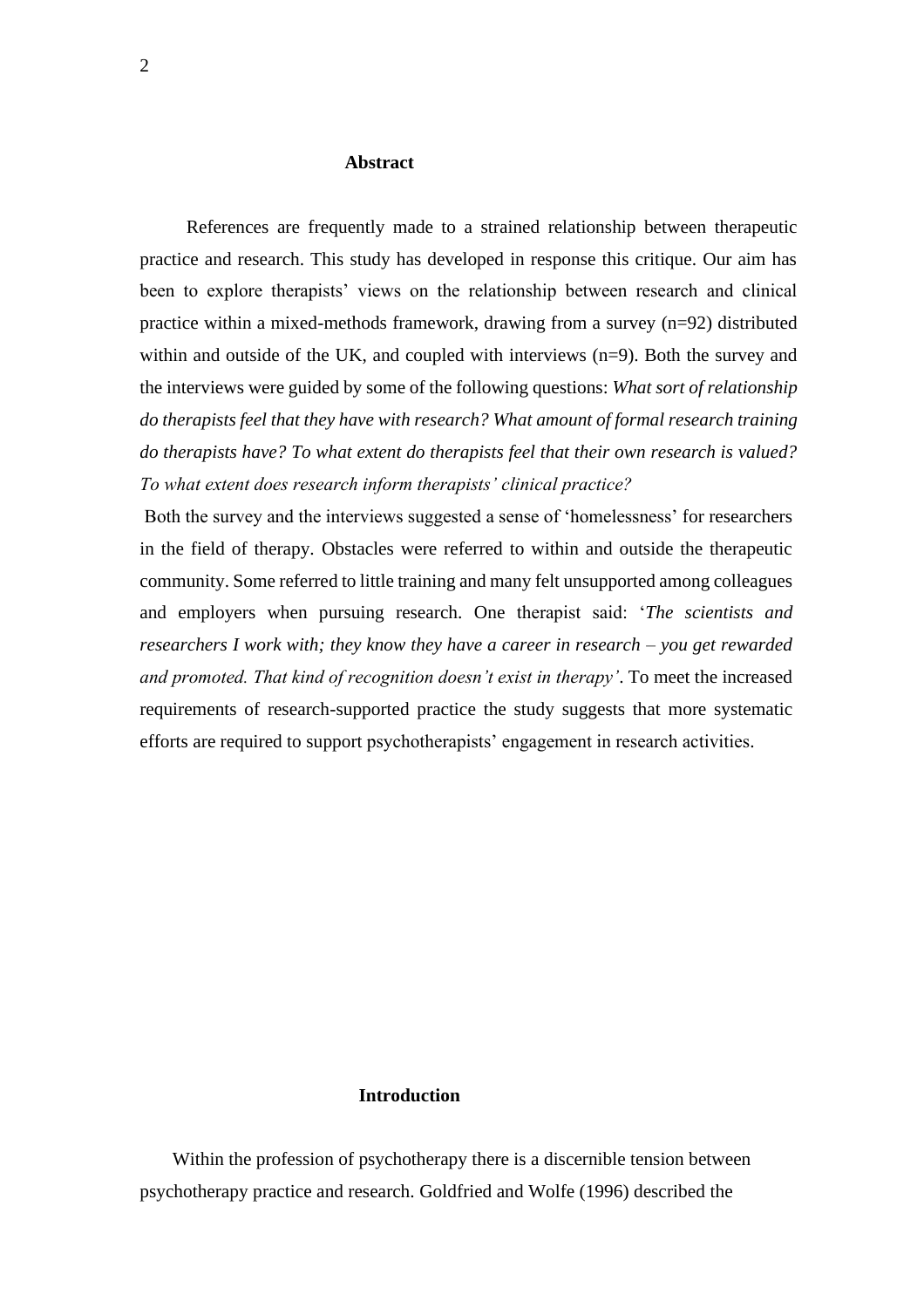## Abstract

References are frequently made to a strained relationship between therapeutic practice and research. This study has developed in response this critique. Our aim has been to explore therapists' views on the relationship between research and clinical practice within a mixed-methods framework, drawing from a survey (n=92) distributed within and outside of the UK, and coupled with interviews (n=9). Both the survey and the interviews were guided by some of the following questions: *What sort of relationship do therapists feel that they have with research? What amount of formal research training do therapists have? To what extent do therapists feel that their own research is valued? To what extent does research inform therapists' clinical practice?*

Both the survey and the interviews suggested a sense of 'homelessness' for researchers in the field of therapy. Obstacles were referred to within and outside the therapeutic community. Some referred to little training and many felt unsupported among colleagues and employers when pursuing research. One therapist said: '*The scientists and researchers I work with; they know they have a career in research – you get rewarded and promoted. That kind of recognition doesn't exist in therapy'*. To meet the increased requirements of research-supported practice the study suggests that more systematic efforts are required to support psychotherapists' engagement in research activities.

## Introduction

Within the profession of psychotherapy there is a discernible tension between psychotherapy practice and research. Goldfried and Wolfe (1996) described the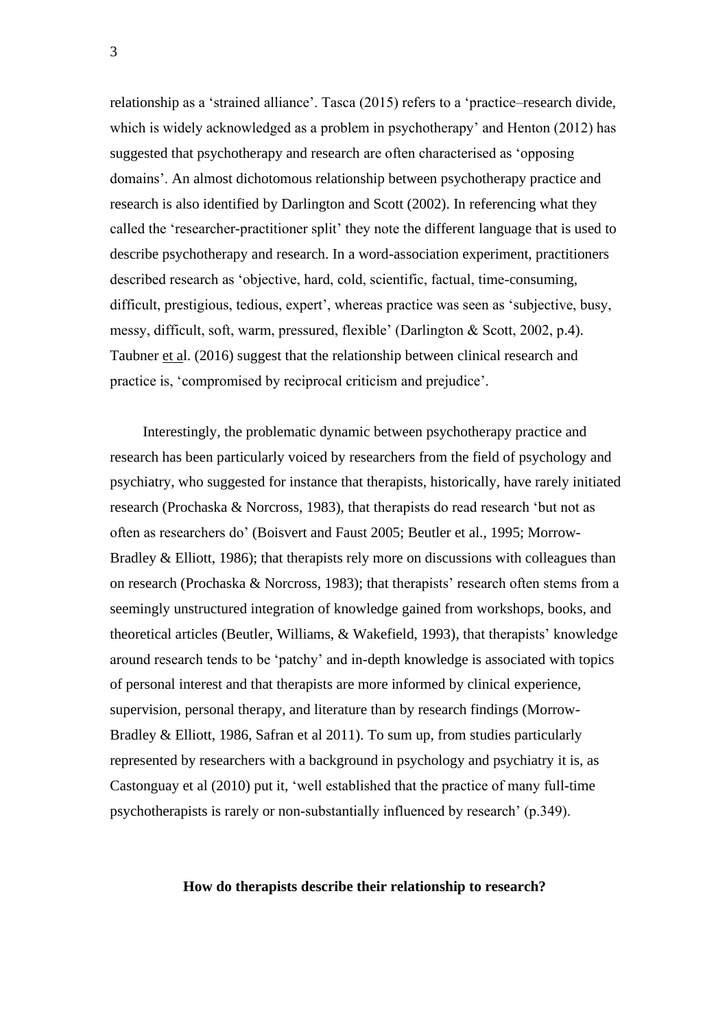relationship as a 'strained alliance'. Tasca (2015) refers to a 'practice–research divide, which is widely acknowledged as a problem in psychotherapy' and Henton (2012) has suggested that psychotherapy and research are often characterised as 'opposing domains'. An almost dichotomous relationship between psychotherapy practice and research is also identified by Darlington and Scott (2002). In referencing what they called the 'researcher-practitioner split' they note the different language that is used to describe psychotherapy and research. In a word-association experiment, practitioners described research as 'objective, hard, cold, scientific, factual, time-consuming, difficult, prestigious, tedious, expert', whereas practice was seen as 'subjective, busy, messy, difficult, soft, warm, pressured, flexible' (Darlington & Scott, 2002, p.4). Taubner et al. (2016) suggest that the relationship between clinical research and practice is, 'compromised by reciprocal criticism and prejudice'.

Interestingly, the problematic dynamic between psychotherapy practice and research has been particularly voiced by researchers from the field of psychology and psychiatry, who suggested for instance that therapists, historically, have rarely initiated research (Prochaska & Norcross, 1983), that therapists do read research 'but not as often as researchers do' (Boisvert and Faust 2005; Beutler et al., 1995; Morrow-Bradley & Elliott, 1986); that therapists rely more on discussions with colleagues than on research (Prochaska & Norcross, 1983); that therapists' research often stems from a seemingly unstructured integration of knowledge gained from workshops, books, and theoretical articles (Beutler, Williams, & Wakefield, 1993), that therapists' knowledge around research tends to be 'patchy' and in-depth knowledge is associated with topics of personal interest and that therapists are more informed by clinical experience, supervision, personal therapy, and literature than by research findings (Morrow-Bradley & Elliott, 1986, Safran et al 2011). To sum up, from studies particularly represented by researchers with a background in psychology and psychiatry it is, as Castonguay et al (2010) put it, 'well established that the practice of many full-time psychotherapists is rarely or non-substantially influenced by research' (p.349).

## How do therapists describe their relationship to research?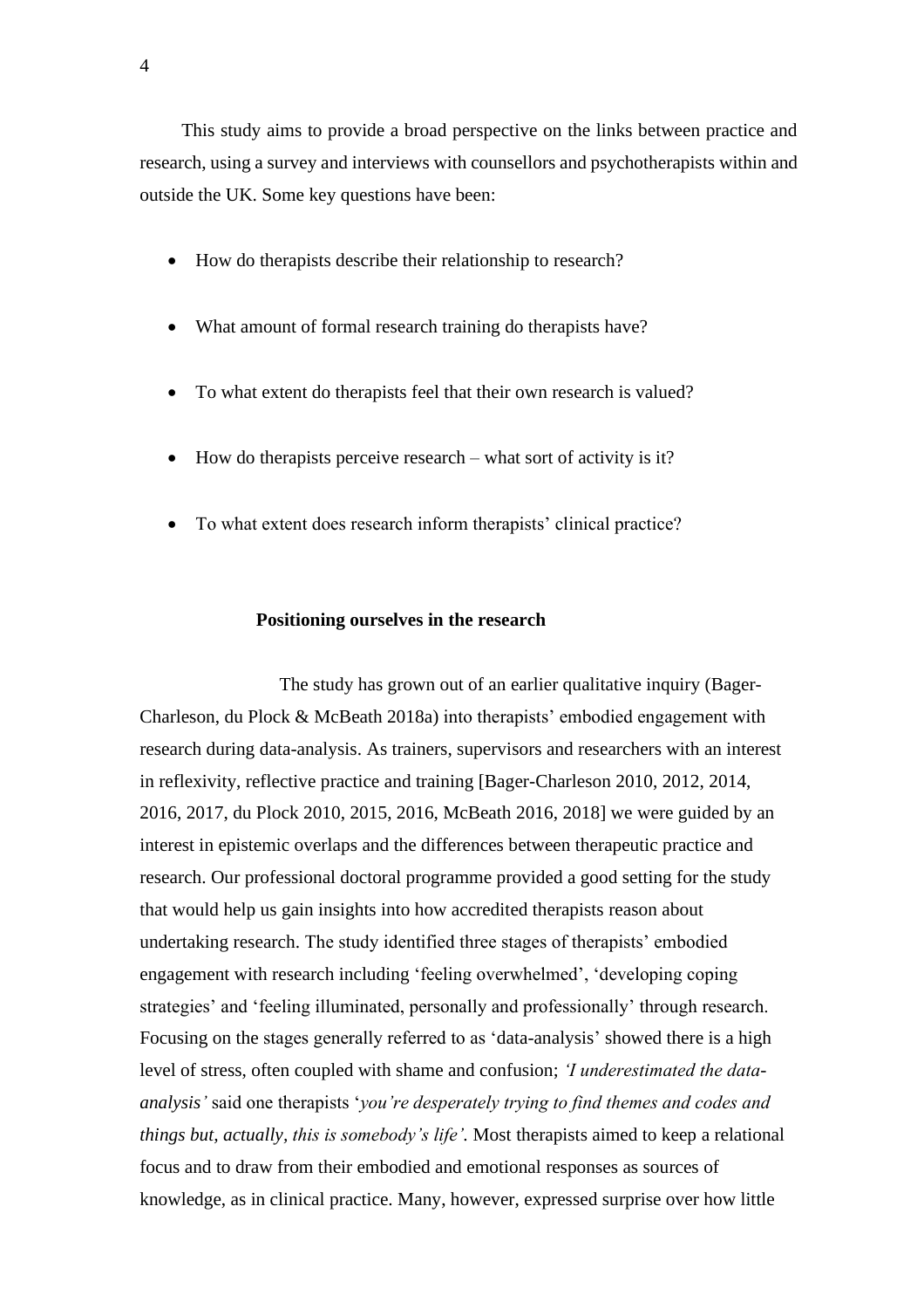This study aims to provide a broad perspective on the links between practice and research, using a survey and interviews with counsellors and psychotherapists within and outside the UK. Some key questions have been:

- How do therapists describe their relationship to research?
- What amount of formal research training do therapists have?
- To what extent do therapists feel that their own research is valued?
- How do therapists perceive research – what sort of activity is it?
- To what extent does research inform therapists' clinical practice?

## Positioning ourselves in the research

The study has grown out of an earlier qualitative inquiry (Bager-Charleson, du Plock & McBeath 2018a) into therapists' embodied engagement with research during data-analysis. As trainers, supervisors and researchers with an interest in reflexivity, reflective practice and training [Bager-Charleson 2010, 2012, 2014, 2016, 2017, du Plock 2010, 2015, 2016, McBeath 2016, 2018] we were guided by an interest in epistemic overlaps and the differences between therapeutic practice and research. Our professional doctoral programme provided a good setting for the study that would help us gain insights into how accredited therapists reason about undertaking research. The study identified three stages of therapists' embodied engagement with research including 'feeling overwhelmed', 'developing coping strategies' and 'feeling illuminated, personally and professionally' through research. Focusing on the stages generally referred to as 'data-analysis' showed there is a high level of stress, often coupled with shame and confusion; *'I underestimated the data-analysis'* said one therapists '*you're desperately trying to find themes and codes and things but, actually, this is somebody's life'*. Most therapists aimed to keep a relational focus and to draw from their embodied and emotional responses as sources of knowledge, as in clinical practice. Many, however, expressed surprise over how little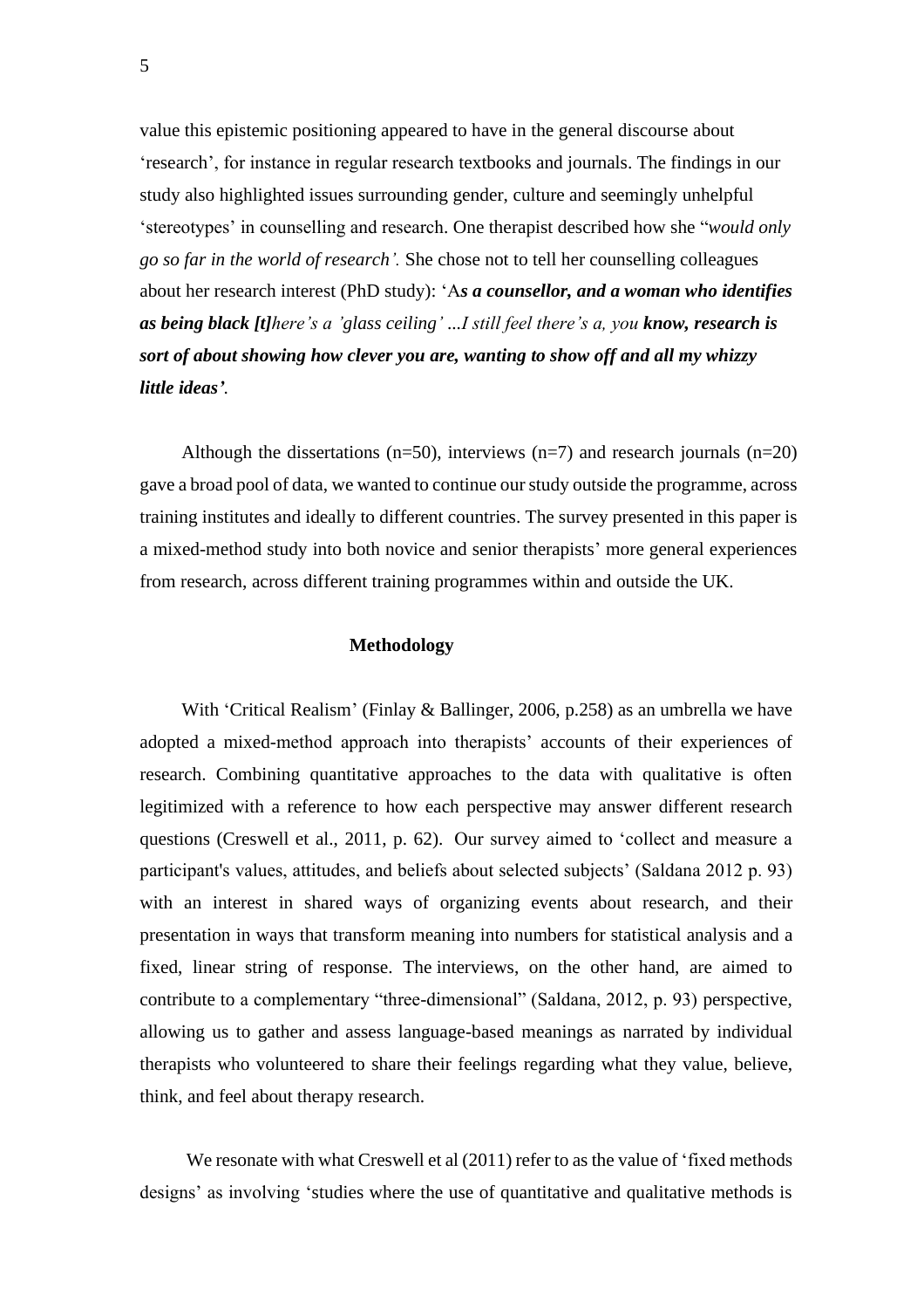value this epistemic positioning appeared to have in the general discourse about 'research', for instance in regular research textbooks and journals. The findings in our study also highlighted issues surrounding gender, culture and seemingly unhelpful 'stereotypes' in counselling and research. One therapist described how she "*would only go so far in the world of research'.* She chose not to tell her counselling colleagues about her research interest (PhD study): 'A***s a counsellor, and a woman who identifies as being black [t]****here's a 'glass ceiling' ...I still feel there's a, you* ***know, research is sort of about showing how clever you are, wanting to show off and all my whizzy little ideas'****.*

Although the dissertations (n=50), interviews (n=7) and research journals (n=20) gave a broad pool of data, we wanted to continue our study outside the programme, across training institutes and ideally to different countries. The survey presented in this paper is a mixed-method study into both novice and senior therapists' more general experiences from research, across different training programmes within and outside the UK.

## Methodology

With 'Critical Realism' (Finlay & Ballinger, 2006, p.258) as an umbrella we have adopted a mixed-method approach into therapists' accounts of their experiences of research. Combining quantitative approaches to the data with qualitative is often legitimized with a reference to how each perspective may answer different research questions (Creswell et al., 2011, p. 62). Our survey aimed to 'collect and measure a participant's values, attitudes, and beliefs about selected subjects' (Saldana 2012 p. 93) with an interest in shared ways of organizing events about research, and their presentation in ways that transform meaning into numbers for statistical analysis and a fixed, linear string of response. The interviews, on the other hand, are aimed to contribute to a complementary "three-dimensional" (Saldana, 2012, p. 93) perspective, allowing us to gather and assess language-based meanings as narrated by individual therapists who volunteered to share their feelings regarding what they value, believe, think, and feel about therapy research.

We resonate with what Creswell et al (2011) refer to as the value of 'fixed methods designs' as involving 'studies where the use of quantitative and qualitative methods is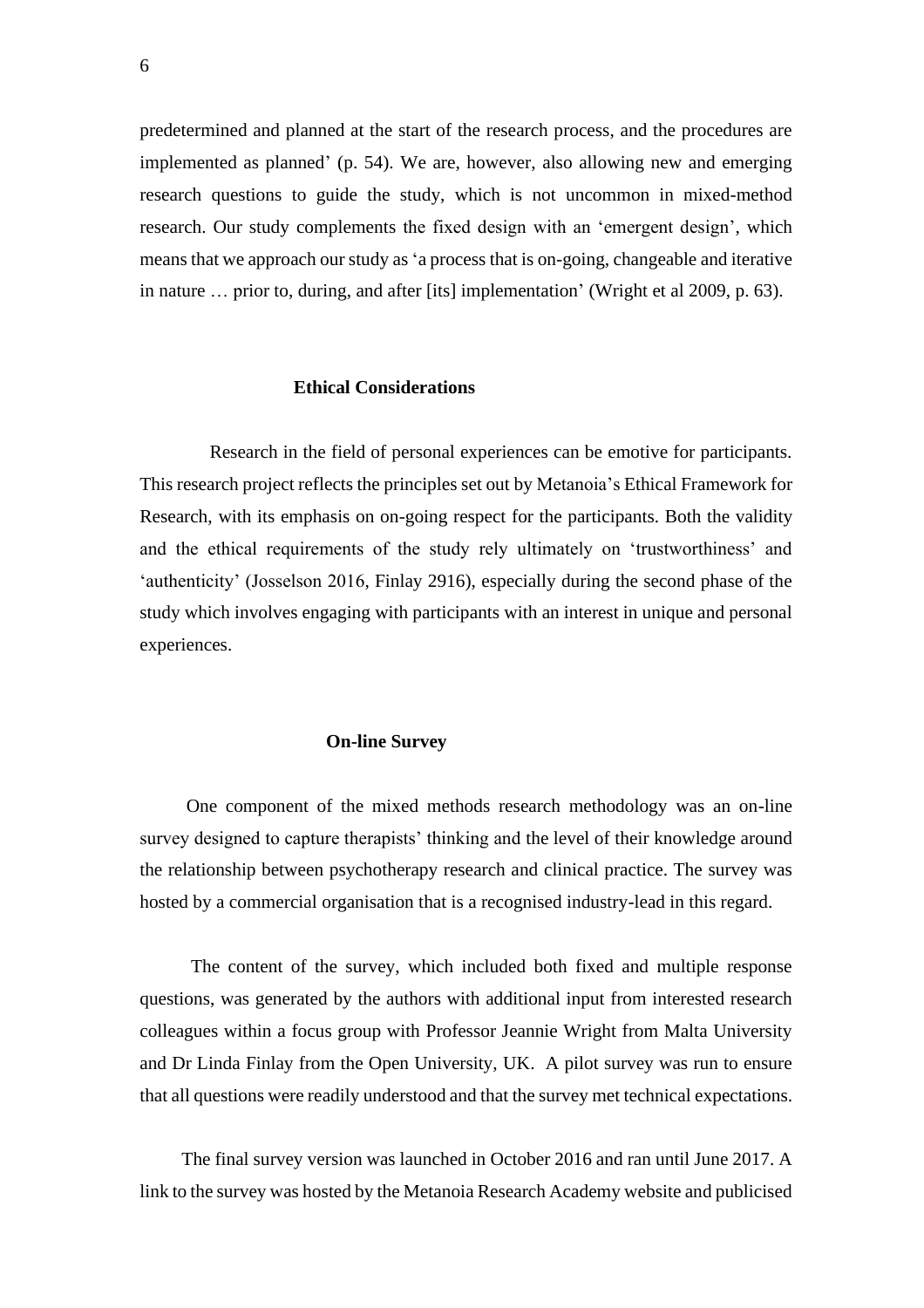predetermined and planned at the start of the research process, and the procedures are implemented as planned' (p. 54). We are, however, also allowing new and emerging research questions to guide the study, which is not uncommon in mixed-method research. Our study complements the fixed design with an 'emergent design', which means that we approach our study as 'a process that is on-going, changeable and iterative in nature … prior to, during, and after [its] implementation' (Wright et al 2009, p. 63).

## Ethical Considerations

Research in the field of personal experiences can be emotive for participants. This research project reflects the principles set out by Metanoia's Ethical Framework for Research, with its emphasis on on-going respect for the participants. Both the validity and the ethical requirements of the study rely ultimately on 'trustworthiness' and 'authenticity' (Josselson 2016, Finlay 2916), especially during the second phase of the study which involves engaging with participants with an interest in unique and personal experiences.

## On-line Survey

One component of the mixed methods research methodology was an on-line survey designed to capture therapists' thinking and the level of their knowledge around the relationship between psychotherapy research and clinical practice. The survey was hosted by a commercial organisation that is a recognised industry-lead in this regard.

The content of the survey, which included both fixed and multiple response questions, was generated by the authors with additional input from interested research colleagues within a focus group with Professor Jeannie Wright from Malta University and Dr Linda Finlay from the Open University, UK. A pilot survey was run to ensure that all questions were readily understood and that the survey met technical expectations.

The final survey version was launched in October 2016 and ran until June 2017. A link to the survey was hosted by the Metanoia Research Academy website and publicised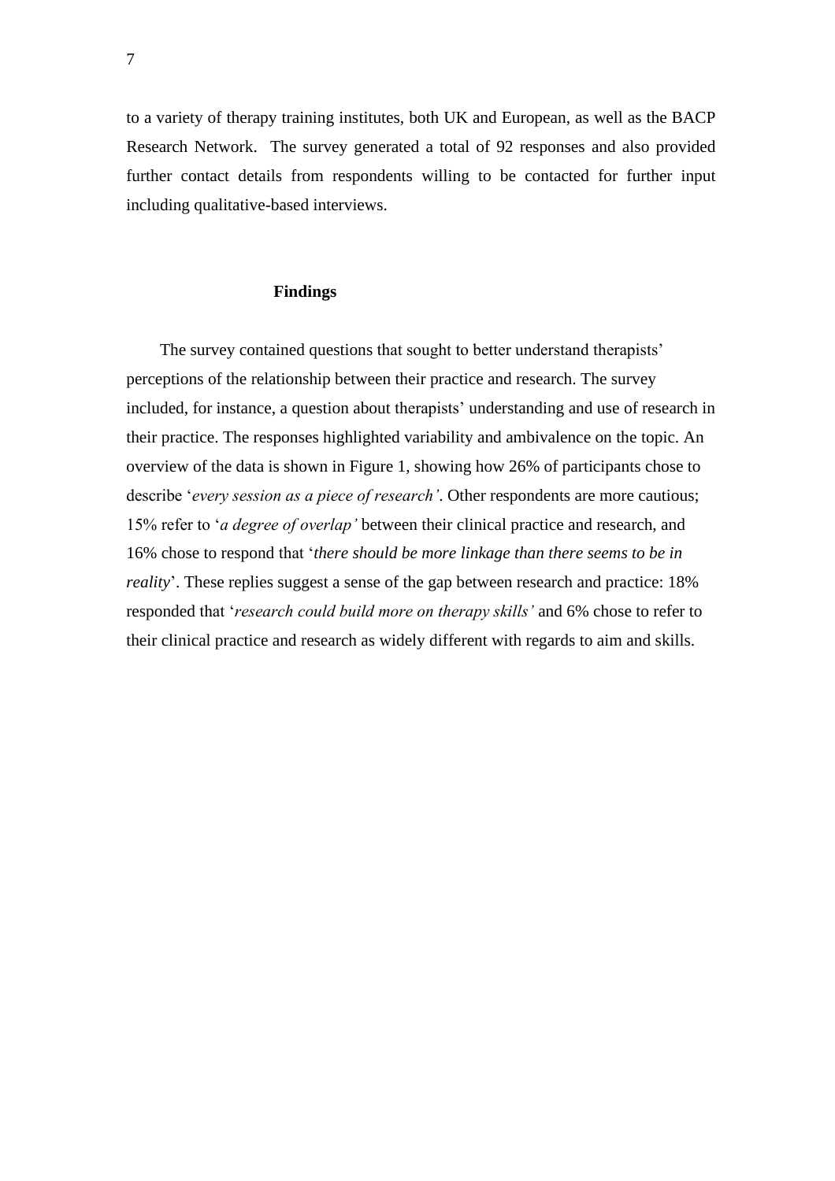to a variety of therapy training institutes, both UK and European, as well as the BACP Research Network. The survey generated a total of 92 responses and also provided further contact details from respondents willing to be contacted for further input including qualitative-based interviews.

## Findings

The survey contained questions that sought to better understand therapists' perceptions of the relationship between their practice and research. The survey included, for instance, a question about therapists' understanding and use of research in their practice. The responses highlighted variability and ambivalence on the topic. An overview of the data is shown in Figure 1, showing how 26% of participants chose to describe '*every session as a piece of research'*. Other respondents are more cautious; 15% refer to '*a degree of overlap'* between their clinical practice and research, and 16% chose to respond that '*there should be more linkage than there seems to be in reality*'. These replies suggest a sense of the gap between research and practice: 18% responded that '*research could build more on therapy skills'* and 6% chose to refer to their clinical practice and research as widely different with regards to aim and skills.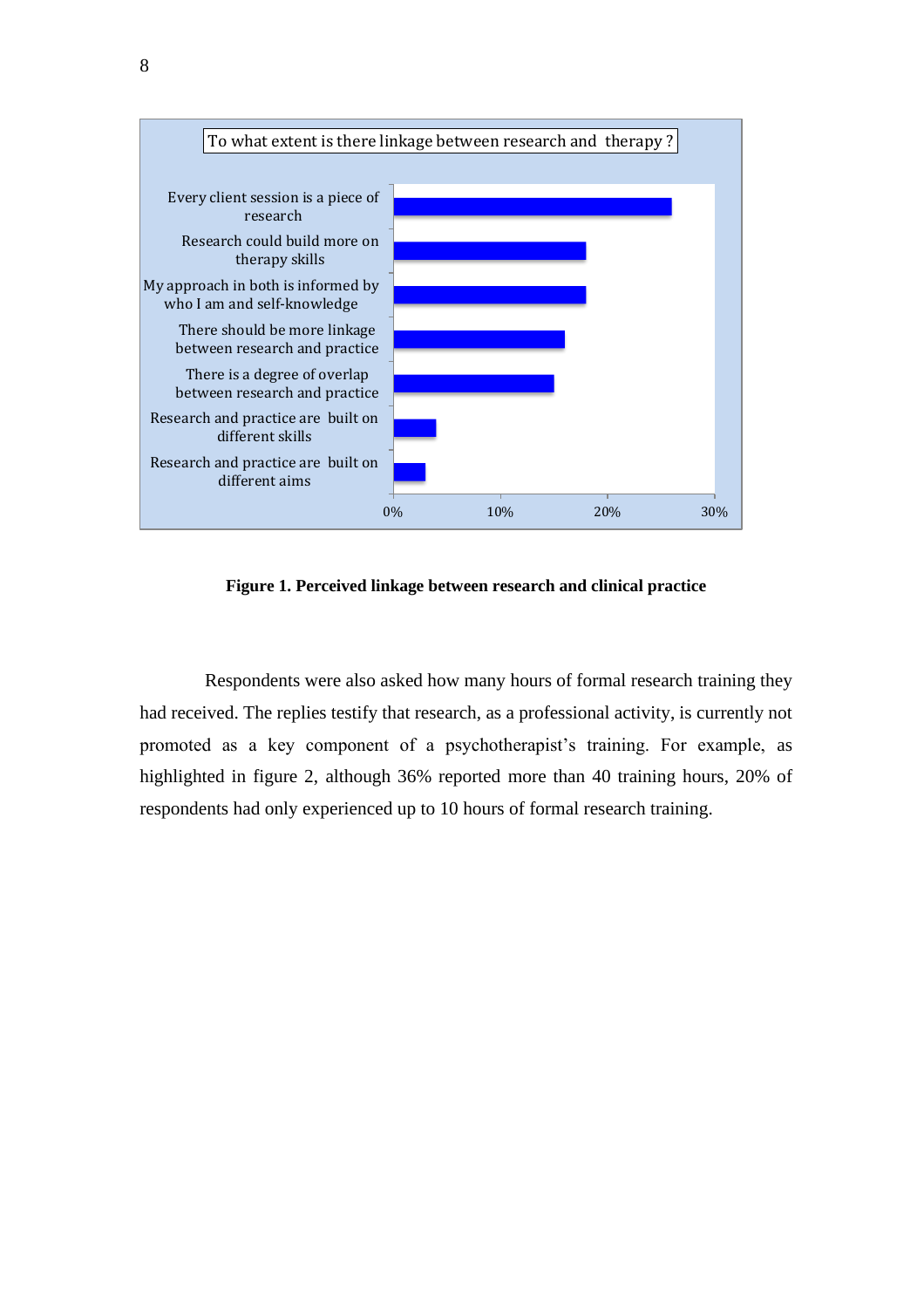To what extent is there linkage between research and therapy ?

Every client session is a piece of research

Research could build more on therapy skills

My approach in both is informed by who I am and self-knowledge

There should be more linkage between research and practice

There is a degree of overlap between research and practice

Research and practice are built on different skills

Research and practice are built on different aims

0%

10%

20%

30%

**Figure 1. Perceived linkage between research and clinical practice**

Respondents were also asked how many hours of formal research training they had received. The replies testify that research, as a professional activity, is currently not promoted as a key component of a psychotherapist's training. For example, as highlighted in figure 2, although 36% reported more than 40 training hours, 20% of respondents had only experienced up to 10 hours of formal research training.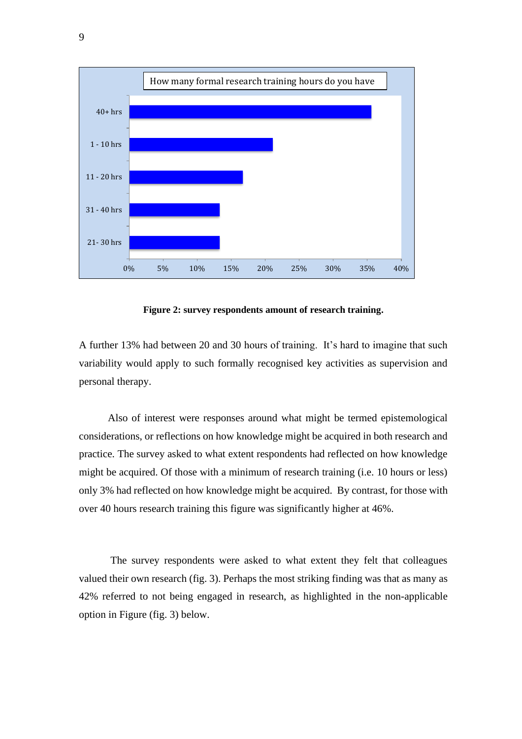How many formal research training hours do you have

40+ hrs
1 - 10 hrs
11 - 20 hrs
31 - 40 hrs
21- 30 hrs

0% 5% 10% 15% 20% 25% 30% 35% 40%

**Figure 2: survey respondents amount of research training.**

A further 13% had between 20 and 30 hours of training. It's hard to imagine that such variability would apply to such formally recognised key activities as supervision and personal therapy.

Also of interest were responses around what might be termed epistemological considerations, or reflections on how knowledge might be acquired in both research and practice. The survey asked to what extent respondents had reflected on how knowledge might be acquired. Of those with a minimum of research training (i.e. 10 hours or less) only 3% had reflected on how knowledge might be acquired. By contrast, for those with over 40 hours research training this figure was significantly higher at 46%.

The survey respondents were asked to what extent they felt that colleagues valued their own research (fig. 3). Perhaps the most striking finding was that as many as 42% referred to not being engaged in research, as highlighted in the non-applicable option in Figure (fig. 3) below.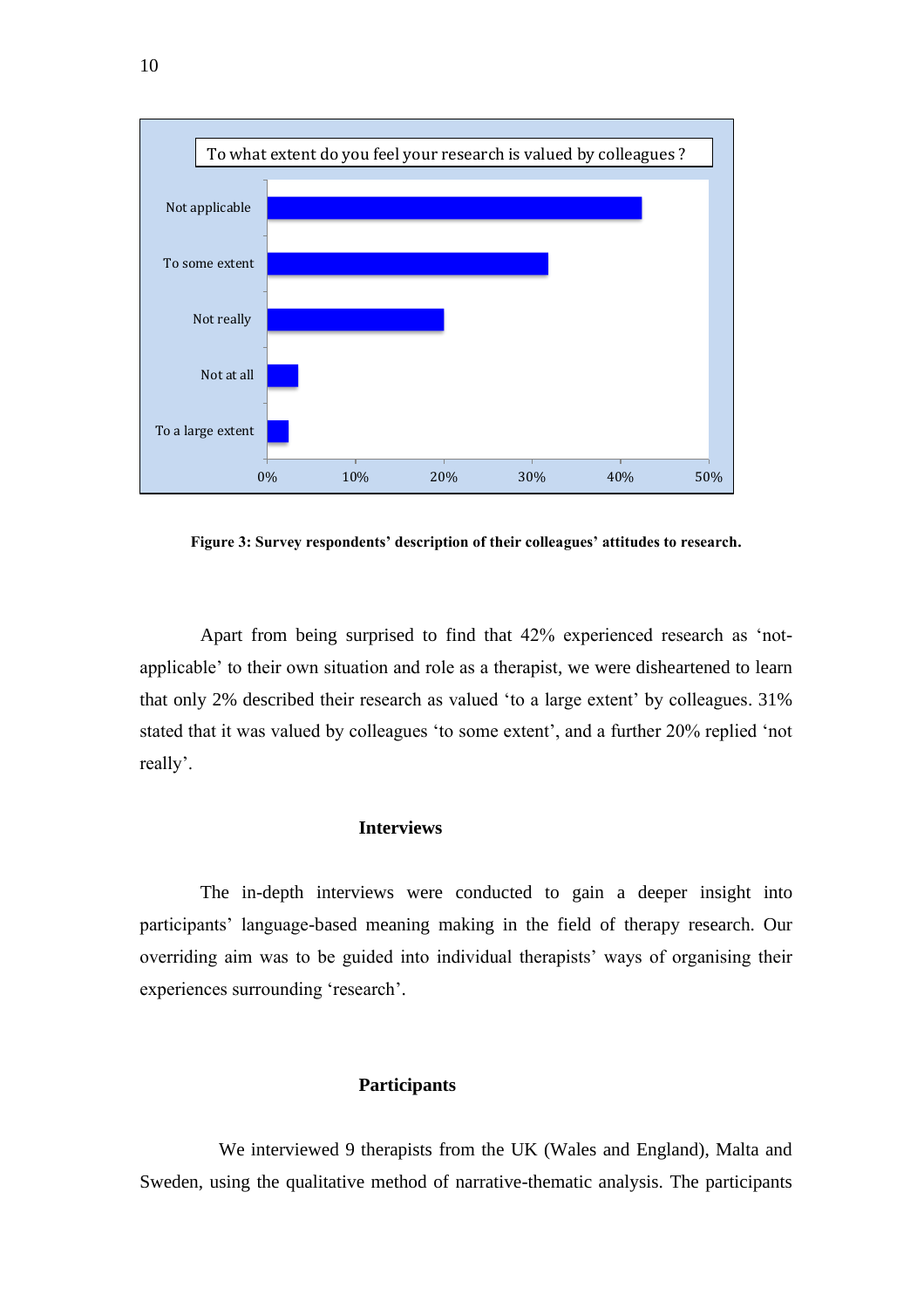To what extent do you feel your research is valued by colleagues ?

Not applicable

To some extent

Not really

Not at all

To a large extent

0% 10% 20% 30% 40% 50%

**Figure 3: Survey respondents' description of their colleagues' attitudes to research.**

Apart from being surprised to find that 42% experienced research as 'not-applicable' to their own situation and role as a therapist, we were disheartened to learn that only 2% described their research as valued 'to a large extent' by colleagues. 31% stated that it was valued by colleagues 'to some extent', and a further 20% replied 'not really'.

## Interviews

The in-depth interviews were conducted to gain a deeper insight into participants' language-based meaning making in the field of therapy research. Our overriding aim was to be guided into individual therapists' ways of organising their experiences surrounding 'research'.

## Participants

We interviewed 9 therapists from the UK (Wales and England), Malta and Sweden, using the qualitative method of narrative-thematic analysis. The participants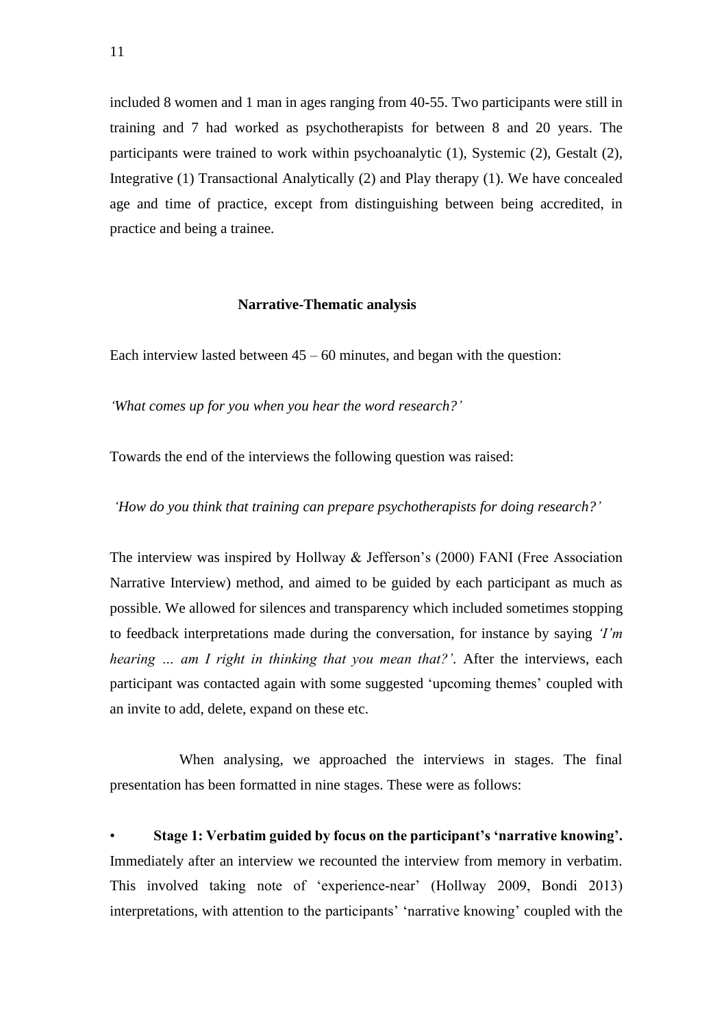included 8 women and 1 man in ages ranging from 40-55. Two participants were still in training and 7 had worked as psychotherapists for between 8 and 20 years. The participants were trained to work within psychoanalytic (1), Systemic (2), Gestalt (2), Integrative (1) Transactional Analytically (2) and Play therapy (1). We have concealed age and time of practice, except from distinguishing between being accredited, in practice and being a trainee.

## Narrative-Thematic analysis

Each interview lasted between 45 – 60 minutes, and began with the question:

*'What comes up for you when you hear the word research?'*

Towards the end of the interviews the following question was raised:

*'How do you think that training can prepare psychotherapists for doing research?'*

The interview was inspired by Hollway & Jefferson's (2000) FANI (Free Association Narrative Interview) method, and aimed to be guided by each participant as much as possible. We allowed for silences and transparency which included sometimes stopping to feedback interpretations made during the conversation, for instance by saying *'I'm hearing ... am I right in thinking that you mean that?'*. After the interviews, each participant was contacted again with some suggested 'upcoming themes' coupled with an invite to add, delete, expand on these etc.

When analysing, we approached the interviews in stages. The final presentation has been formatted in nine stages. These were as follows:

- **Stage 1: Verbatim guided by focus on the participant's 'narrative knowing'.** Immediately after an interview we recounted the interview from memory in verbatim. This involved taking note of 'experience-near' (Hollway 2009, Bondi 2013) interpretations, with attention to the participants' 'narrative knowing' coupled with the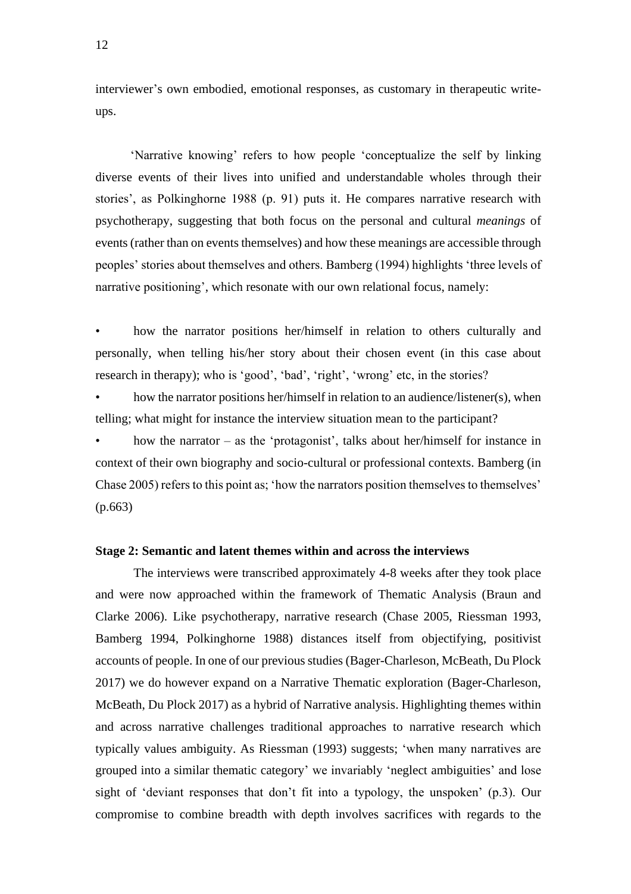interviewer's own embodied, emotional responses, as customary in therapeutic write-ups.

'Narrative knowing' refers to how people 'conceptualize the self by linking diverse events of their lives into unified and understandable wholes through their stories', as Polkinghorne 1988 (p. 91) puts it. He compares narrative research with psychotherapy, suggesting that both focus on the personal and cultural *meanings* of events (rather than on events themselves) and how these meanings are accessible through peoples' stories about themselves and others. Bamberg (1994) highlights 'three levels of narrative positioning', which resonate with our own relational focus, namely:

- how the narrator positions her/himself in relation to others culturally and personally, when telling his/her story about their chosen event (in this case about research in therapy); who is 'good', 'bad', 'right', 'wrong' etc, in the stories?
- how the narrator positions her/himself in relation to an audience/listener(s), when telling; what might for instance the interview situation mean to the participant?
- how the narrator – as the 'protagonist', talks about her/himself for instance in context of their own biography and socio-cultural or professional contexts. Bamberg (in Chase 2005) refers to this point as; 'how the narrators position themselves to themselves' (p.663)

**Stage 2: Semantic and latent themes within and across the interviews**

The interviews were transcribed approximately 4-8 weeks after they took place and were now approached within the framework of Thematic Analysis (Braun and Clarke 2006). Like psychotherapy, narrative research (Chase 2005, Riessman 1993, Bamberg 1994, Polkinghorne 1988) distances itself from objectifying, positivist accounts of people. In one of our previous studies (Bager-Charleson, McBeath, Du Plock 2017) we do however expand on a Narrative Thematic exploration (Bager-Charleson, McBeath, Du Plock 2017) as a hybrid of Narrative analysis. Highlighting themes within and across narrative challenges traditional approaches to narrative research which typically values ambiguity. As Riessman (1993) suggests; 'when many narratives are grouped into a similar thematic category' we invariably 'neglect ambiguities' and lose sight of 'deviant responses that don't fit into a typology, the unspoken' (p.3). Our compromise to combine breadth with depth involves sacrifices with regards to the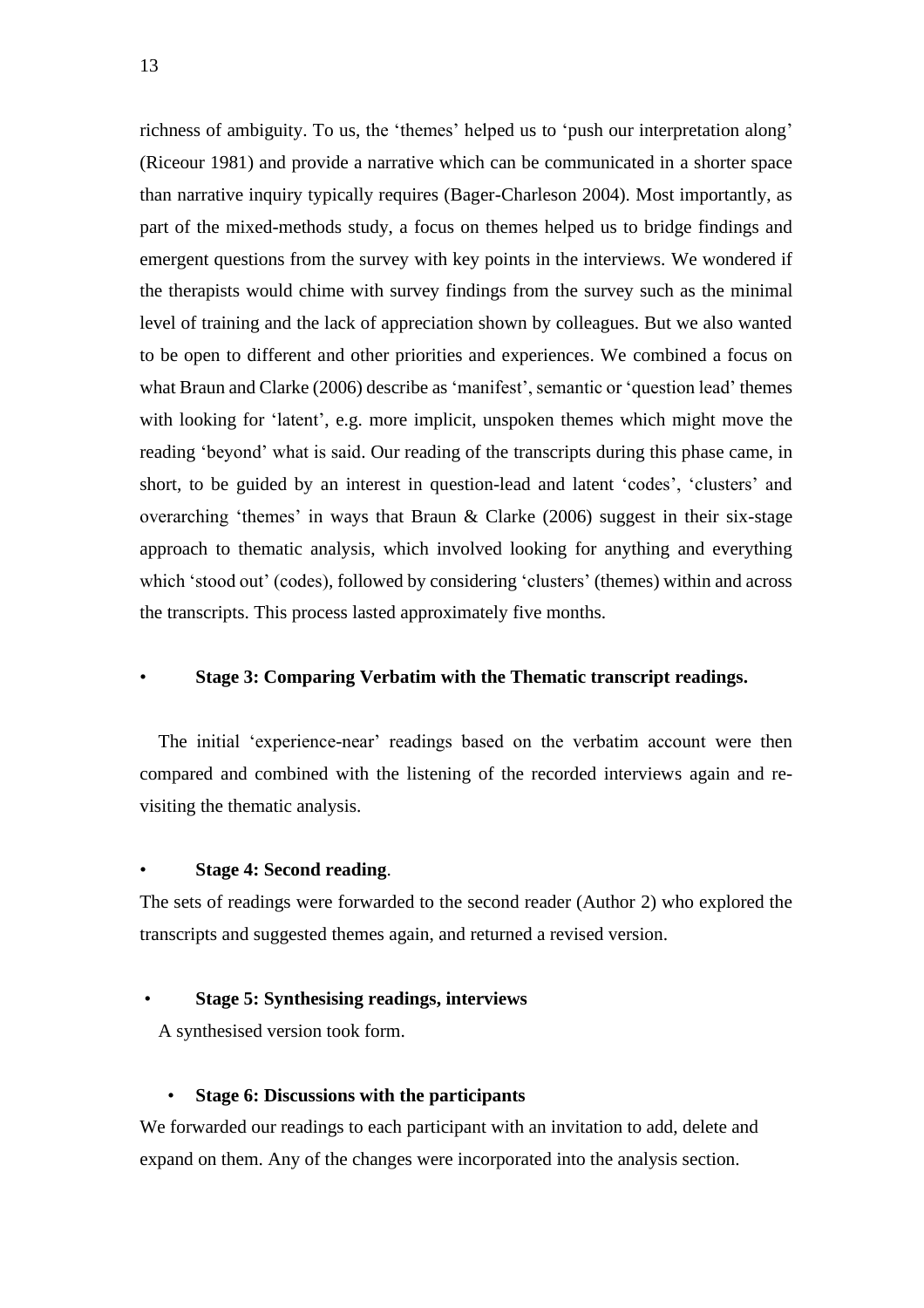richness of ambiguity. To us, the 'themes' helped us to 'push our interpretation along' (Riceour 1981) and provide a narrative which can be communicated in a shorter space than narrative inquiry typically requires (Bager-Charleson 2004). Most importantly, as part of the mixed-methods study, a focus on themes helped us to bridge findings and emergent questions from the survey with key points in the interviews. We wondered if the therapists would chime with survey findings from the survey such as the minimal level of training and the lack of appreciation shown by colleagues. But we also wanted to be open to different and other priorities and experiences. We combined a focus on what Braun and Clarke (2006) describe as 'manifest', semantic or 'question lead' themes with looking for 'latent', e.g. more implicit, unspoken themes which might move the reading 'beyond' what is said. Our reading of the transcripts during this phase came, in short, to be guided by an interest in question-lead and latent 'codes', 'clusters' and overarching 'themes' in ways that Braun & Clarke (2006) suggest in their six-stage approach to thematic analysis, which involved looking for anything and everything which 'stood out' (codes), followed by considering 'clusters' (themes) within and across the transcripts. This process lasted approximately five months.

- **Stage 3: Comparing Verbatim with the Thematic transcript readings.**

The initial 'experience-near' readings based on the verbatim account were then compared and combined with the listening of the recorded interviews again and re-visiting the thematic analysis.

- **Stage 4: Second reading**.

The sets of readings were forwarded to the second reader (Author 2) who explored the transcripts and suggested themes again, and returned a revised version.

- **Stage 5: Synthesising readings, interviews**

A synthesised version took form.

- **Stage 6: Discussions with the participants**

We forwarded our readings to each participant with an invitation to add, delete and expand on them. Any of the changes were incorporated into the analysis section.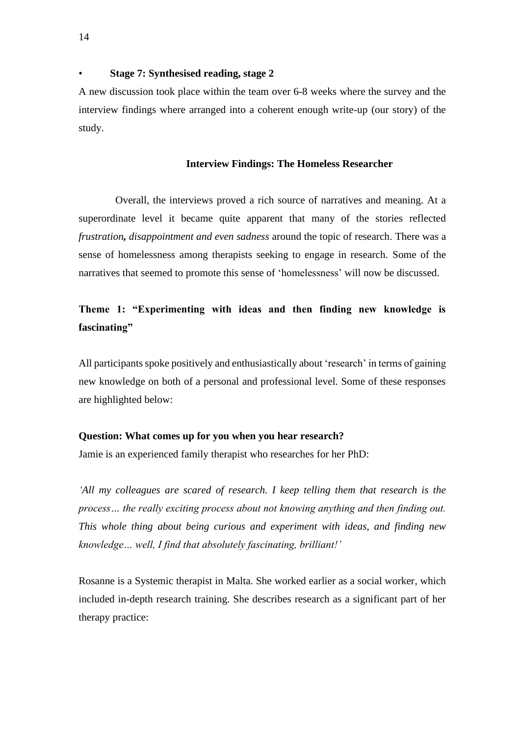• **Stage 7: Synthesised reading, stage 2**

A new discussion took place within the team over 6-8 weeks where the survey and the interview findings where arranged into a coherent enough write-up (our story) of the study.

## Interview Findings: The Homeless Researcher

Overall, the interviews proved a rich source of narratives and meaning. At a superordinate level it became quite apparent that many of the stories reflected *frustration**,** disappointment and even sadness* around the topic of research. There was a sense of homelessness among therapists seeking to engage in research. Some of the narratives that seemed to promote this sense of 'homelessness' will now be discussed.

### Theme 1: "Experimenting with ideas and then finding new knowledge is fascinating"

All participants spoke positively and enthusiastically about 'research' in terms of gaining new knowledge on both of a personal and professional level. Some of these responses are highlighted below:

**Question: What comes up for you when you hear research?**

Jamie is an experienced family therapist who researches for her PhD:

*'All my colleagues are scared of research. I keep telling them that research is the process… the really exciting process about not knowing anything and then finding out. This whole thing about being curious and experiment with ideas, and finding new knowledge… well, I find that absolutely fascinating, brilliant!'*

Rosanne is a Systemic therapist in Malta. She worked earlier as a social worker, which included in-depth research training. She describes research as a significant part of her therapy practice: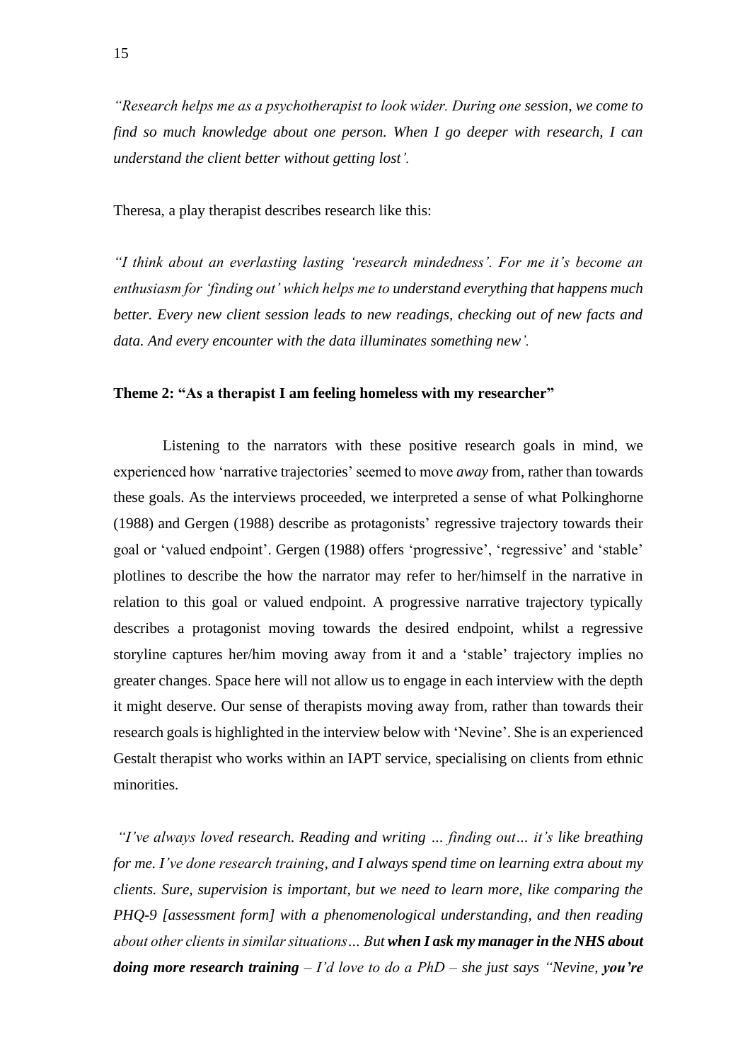*"Research helps me as a psychotherapist to look wider. During one session, we come to find so much knowledge about one person. When I go deeper with research, I can understand the client better without getting lost'.*

Theresa, a play therapist describes research like this:

*"I think about an everlasting lasting 'research mindedness'. For me it's become an enthusiasm for 'finding out' which helps me to understand everything that happens much better. Every new client session leads to new readings, checking out of new facts and data. And every encounter with the data illuminates something new'.*

**Theme 2: "As a therapist I am feeling homeless with my researcher"**

Listening to the narrators with these positive research goals in mind, we experienced how 'narrative trajectories' seemed to move *away* from, rather than towards these goals. As the interviews proceeded, we interpreted a sense of what Polkinghorne (1988) and Gergen (1988) describe as protagonists' regressive trajectory towards their goal or 'valued endpoint'. Gergen (1988) offers 'progressive', 'regressive' and 'stable' plotlines to describe the how the narrator may refer to her/himself in the narrative in relation to this goal or valued endpoint. A progressive narrative trajectory typically describes a protagonist moving towards the desired endpoint, whilst a regressive storyline captures her/him moving away from it and a 'stable' trajectory implies no greater changes. Space here will not allow us to engage in each interview with the depth it might deserve. Our sense of therapists moving away from, rather than towards their research goals is highlighted in the interview below with 'Nevine'. She is an experienced Gestalt therapist who works within an IAPT service, specialising on clients from ethnic minorities.

*"I've always loved research. Reading and writing … finding out… it's like breathing for me. I've done research training, and I always spend time on learning extra about my clients. Sure, supervision is important, but we need to learn more, like comparing the PHQ-9 [assessment form] with a phenomenological understanding, and then reading about other clients in similar situations… But* ***when I ask my manager in the NHS about doing more research training*** *– I'd love to do a PhD – she just says "Nevine,* ***you're***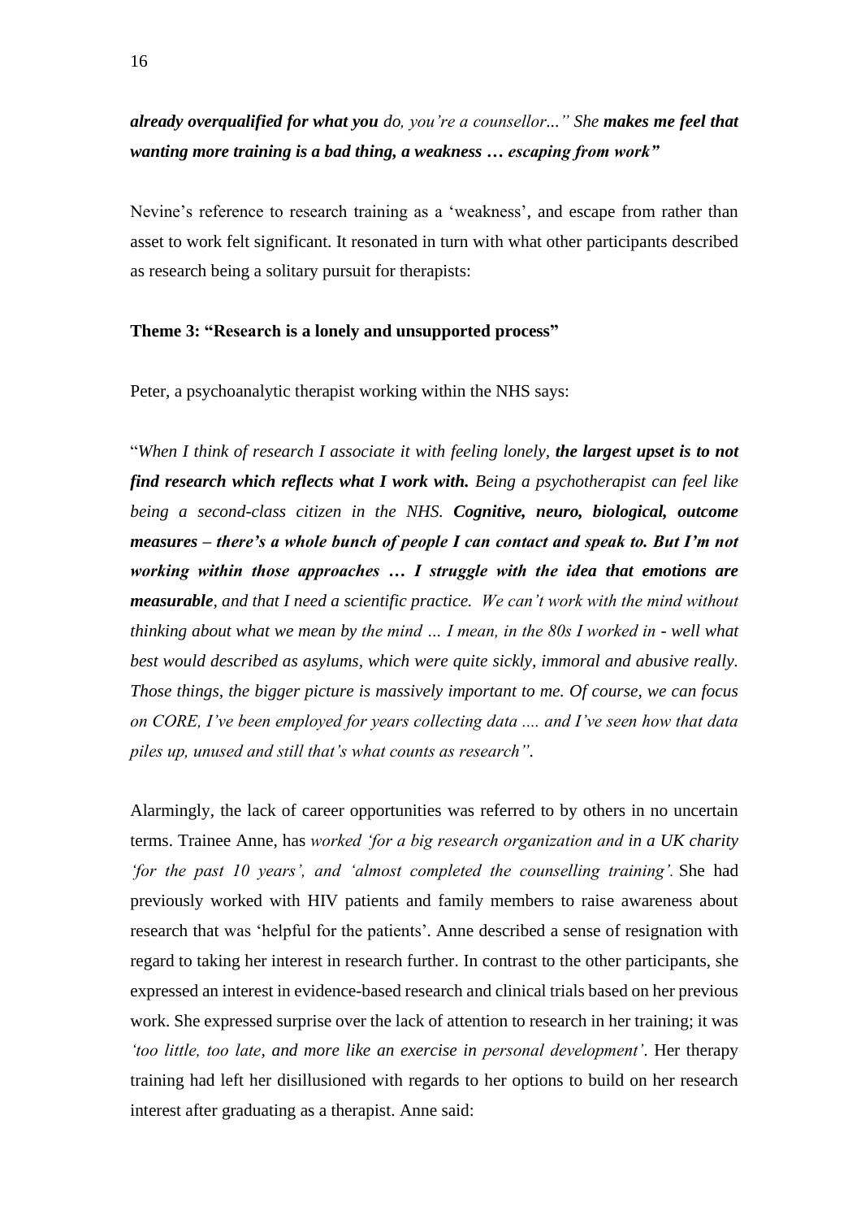***already overqualified for what you*** *do, you're a counsellor..." She* ***makes me feel that wanting more training is a bad thing, a weakness …*** ***escaping from work"***

Nevine's reference to research training as a 'weakness', and escape from rather than asset to work felt significant. It resonated in turn with what other participants described as research being a solitary pursuit for therapists:

**Theme 3: "Research is a lonely and unsupported process"**

Peter, a psychoanalytic therapist working within the NHS says:

"*When I think of research I associate it with feeling lonely,* ***the largest upset is to not find research which reflects what I work with.*** *Being a psychotherapist can feel like being a second-class citizen in the NHS.* ***Cognitive, neuro, biological, outcome measures – there's a whole bunch of people I can contact and speak to. But I'm not working within those approaches … I struggle with the idea that emotions are measurable****, and that I need a scientific practice. We can't work with the mind without thinking about what we mean by the mind … I mean, in the 80s I worked in - well what best would described as asylums, which were quite sickly, immoral and abusive really. Those things, the bigger picture is massively important to me. Of course, we can focus on CORE, I've been employed for years collecting data .... and I've seen how that data piles up, unused and still that's what counts as research"*.

Alarmingly, the lack of career opportunities was referred to by others in no uncertain terms. Trainee Anne, has *worked 'for a big research organization and in a UK charity 'for the past 10 years', and 'almost completed the counselling training'.* She had previously worked with HIV patients and family members to raise awareness about research that was 'helpful for the patients'. Anne described a sense of resignation with regard to taking her interest in research further. In contrast to the other participants, she expressed an interest in evidence-based research and clinical trials based on her previous work. She expressed surprise over the lack of attention to research in her training; it was *'too little, too late*, *and more like an exercise in personal development'*. Her therapy training had left her disillusioned with regards to her options to build on her research interest after graduating as a therapist. Anne said: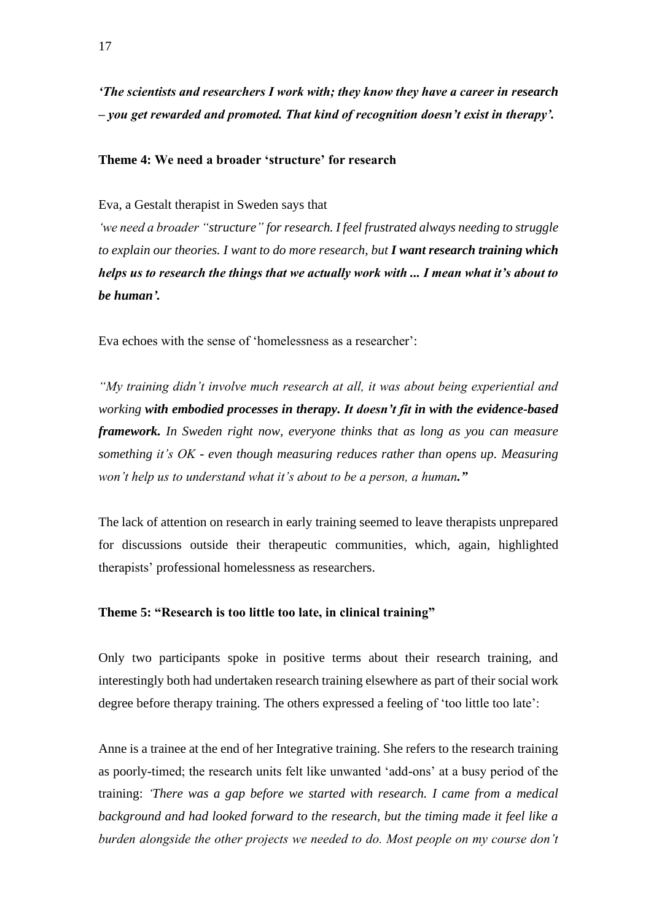***'The scientists and researchers I work with; they know they have a career in research – you get rewarded and promoted. That kind of recognition doesn't exist in therapy'.***

**Theme 4: We need a broader 'structure' for research**

Eva, a Gestalt therapist in Sweden says that

*'we need a broader "structure" for research. I feel frustrated always needing to struggle to explain our theories. I want to do more research, but **I want research training which helps us to research the things that we actually work with ... I mean what it's about to be human'.***

Eva echoes with the sense of 'homelessness as a researcher':

*"My training didn't involve much research at all, it was about being experiential and working **with embodied processes in therapy. It doesn't fit in with the evidence-based framework.** In Sweden right now, everyone thinks that as long as you can measure something it's OK - even though measuring reduces rather than opens up. Measuring won't help us to understand what it's about to be a person, a human**."***

The lack of attention on research in early training seemed to leave therapists unprepared for discussions outside their therapeutic communities, which, again, highlighted therapists' professional homelessness as researchers.

**Theme 5: "Research is too little too late, in clinical training"**

Only two participants spoke in positive terms about their research training, and interestingly both had undertaken research training elsewhere as part of their social work degree before therapy training. The others expressed a feeling of 'too little too late':

Anne is a trainee at the end of her Integrative training. She refers to the research training as poorly-timed; the research units felt like unwanted 'add-ons' at a busy period of the training: *'There was a gap before we started with research. I came from a medical background and had looked forward to the research, but the timing made it feel like a burden alongside the other projects we needed to do. Most people on my course don't*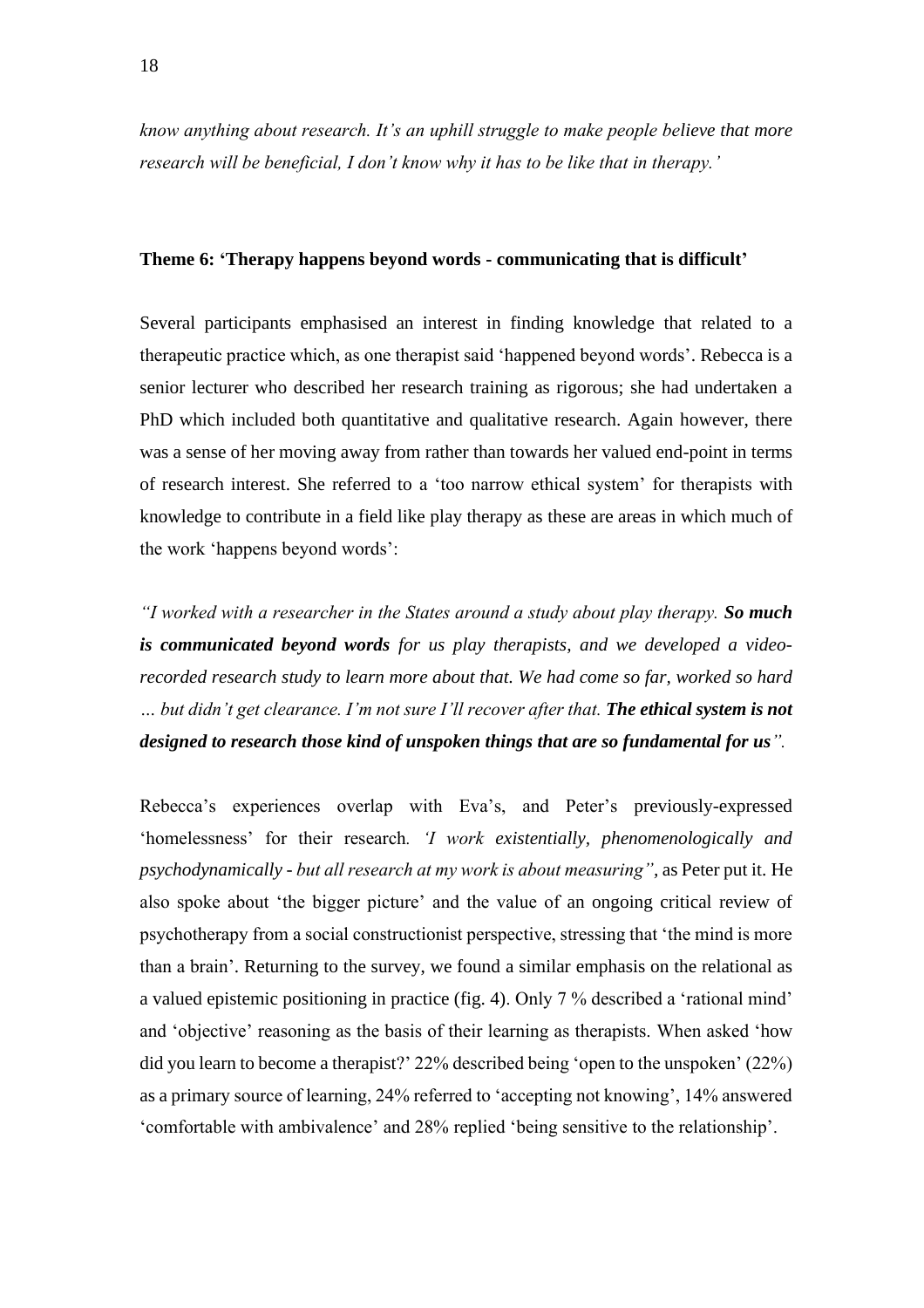*know anything about research. It's an uphill struggle to make people believe that more research will be beneficial, I don't know why it has to be like that in therapy.'*

**Theme 6: 'Therapy happens beyond words - communicating that is difficult'**

Several participants emphasised an interest in finding knowledge that related to a therapeutic practice which, as one therapist said 'happened beyond words'. Rebecca is a senior lecturer who described her research training as rigorous; she had undertaken a PhD which included both quantitative and qualitative research. Again however, there was a sense of her moving away from rather than towards her valued end-point in terms of research interest. She referred to a 'too narrow ethical system' for therapists with knowledge to contribute in a field like play therapy as these are areas in which much of the work 'happens beyond words':

*"I worked with a researcher in the States around a study about play therapy. **So much is communicated beyond words** for us play therapists, and we developed a video-recorded research study to learn more about that. We had come so far, worked so hard … but didn't get clearance. I'm not sure I'll recover after that. **The ethical system is not designed to research those kind of unspoken things that are so fundamental for us**".*

Rebecca's experiences overlap with Eva's, and Peter's previously-expressed 'homelessness' for their research. *'I work existentially, phenomenologically and psychodynamically - but all research at my work is about measuring"*, as Peter put it. He also spoke about 'the bigger picture' and the value of an ongoing critical review of psychotherapy from a social constructionist perspective, stressing that 'the mind is more than a brain'. Returning to the survey, we found a similar emphasis on the relational as a valued epistemic positioning in practice (fig. 4). Only 7 % described a 'rational mind' and 'objective' reasoning as the basis of their learning as therapists. When asked 'how did you learn to become a therapist?' 22% described being 'open to the unspoken' (22%) as a primary source of learning, 24% referred to 'accepting not knowing', 14% answered 'comfortable with ambivalence' and 28% replied 'being sensitive to the relationship'.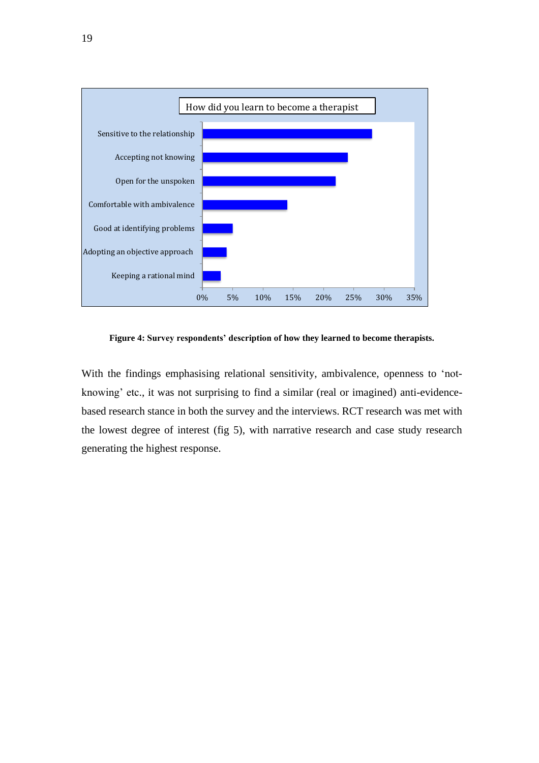How did you learn to become a therapist

Sensitive to the relationship

Accepting not knowing

Open for the unspoken

Comfortable with ambivalence

Good at identifying problems

Adopting an objective approach

Keeping a rational mind

0% 5% 10% 15% 20% 25% 30% 35%

**Figure 4: Survey respondents' description of how they learned to become therapists.**

With the findings emphasising relational sensitivity, ambivalence, openness to 'not-knowing' etc., it was not surprising to find a similar (real or imagined) anti-evidence-based research stance in both the survey and the interviews. RCT research was met with the lowest degree of interest (fig 5), with narrative research and case study research generating the highest response.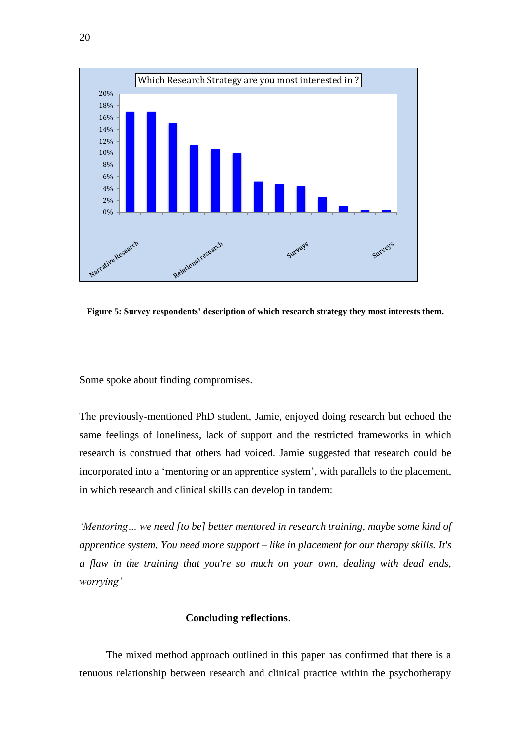Which Research Strategy are you most interested in ?

20%
18%
16%
14%
12%
10%
8%
6%
4%
2%
0%

Narrative Research
Relational research
Surveys
Surveys

**Figure 5: Survey respondents' description of which research strategy they most interests them.**

Some spoke about finding compromises.

The previously-mentioned PhD student, Jamie, enjoyed doing research but echoed the same feelings of loneliness, lack of support and the restricted frameworks in which research is construed that others had voiced. Jamie suggested that research could be incorporated into a 'mentoring or an apprentice system', with parallels to the placement, in which research and clinical skills can develop in tandem:

*'Mentoring… we need [to be] better mentored in research training, maybe some kind of apprentice system. You need more support – like in placement for our therapy skills. It's a flaw in the training that you're so much on your own, dealing with dead ends, worrying'*

**Concluding reflections**.

The mixed method approach outlined in this paper has confirmed that there is a tenuous relationship between research and clinical practice within the psychotherapy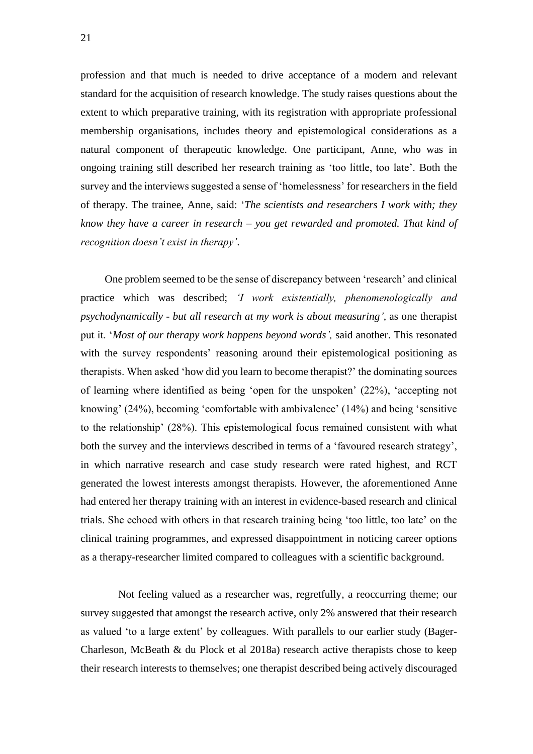profession and that much is needed to drive acceptance of a modern and relevant standard for the acquisition of research knowledge. The study raises questions about the extent to which preparative training, with its registration with appropriate professional membership organisations, includes theory and epistemological considerations as a natural component of therapeutic knowledge. One participant, Anne, who was in ongoing training still described her research training as 'too little, too late'. Both the survey and the interviews suggested a sense of 'homelessness' for researchers in the field of therapy. The trainee, Anne, said: '*The scientists and researchers I work with; they know they have a career in research – you get rewarded and promoted. That kind of recognition doesn't exist in therapy'*.

One problem seemed to be the sense of discrepancy between 'research' and clinical practice which was described; *'I work existentially, phenomenologically and psychodynamically - but all research at my work is about measuring'*, as one therapist put it. '*Most of our therapy work happens beyond words',* said another. This resonated with the survey respondents' reasoning around their epistemological positioning as therapists. When asked 'how did you learn to become therapist?' the dominating sources of learning where identified as being 'open for the unspoken' (22%), 'accepting not knowing' (24%), becoming 'comfortable with ambivalence' (14%) and being 'sensitive to the relationship' (28%). This epistemological focus remained consistent with what both the survey and the interviews described in terms of a 'favoured research strategy', in which narrative research and case study research were rated highest, and RCT generated the lowest interests amongst therapists. However, the aforementioned Anne had entered her therapy training with an interest in evidence-based research and clinical trials. She echoed with others in that research training being 'too little, too late' on the clinical training programmes, and expressed disappointment in noticing career options as a therapy-researcher limited compared to colleagues with a scientific background.

Not feeling valued as a researcher was, regretfully, a reoccurring theme; our survey suggested that amongst the research active, only 2% answered that their research as valued 'to a large extent' by colleagues. With parallels to our earlier study (Bager-Charleson, McBeath & du Plock et al 2018a) research active therapists chose to keep their research interests to themselves; one therapist described being actively discouraged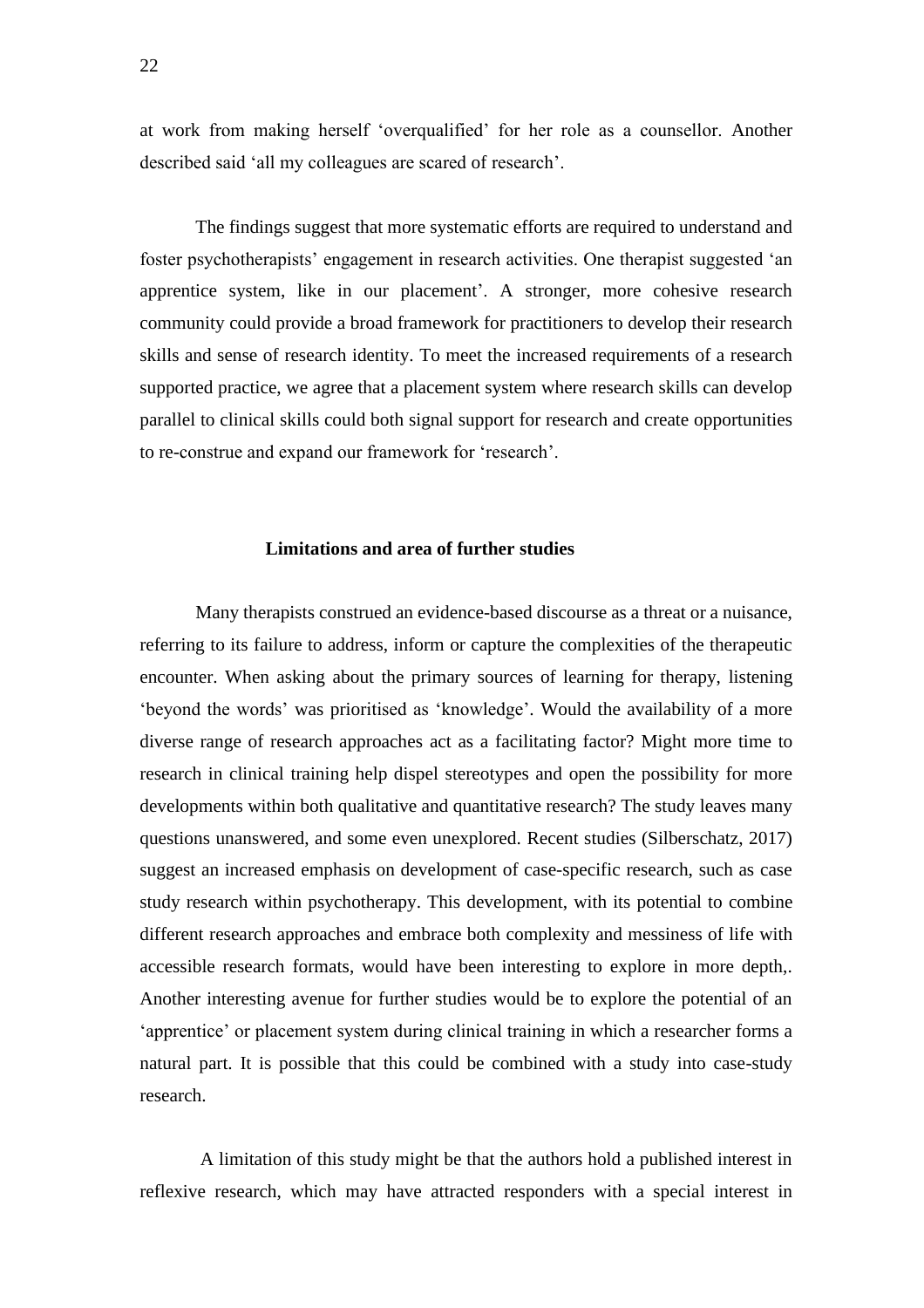at work from making herself 'overqualified' for her role as a counsellor. Another described said 'all my colleagues are scared of research'.

The findings suggest that more systematic efforts are required to understand and foster psychotherapists' engagement in research activities. One therapist suggested 'an apprentice system, like in our placement'. A stronger, more cohesive research community could provide a broad framework for practitioners to develop their research skills and sense of research identity. To meet the increased requirements of a research supported practice, we agree that a placement system where research skills can develop parallel to clinical skills could both signal support for research and create opportunities to re-construe and expand our framework for 'research'.

## Limitations and area of further studies

Many therapists construed an evidence-based discourse as a threat or a nuisance, referring to its failure to address, inform or capture the complexities of the therapeutic encounter. When asking about the primary sources of learning for therapy, listening 'beyond the words' was prioritised as 'knowledge'. Would the availability of a more diverse range of research approaches act as a facilitating factor? Might more time to research in clinical training help dispel stereotypes and open the possibility for more developments within both qualitative and quantitative research? The study leaves many questions unanswered, and some even unexplored. Recent studies (Silberschatz, 2017) suggest an increased emphasis on development of case-specific research, such as case study research within psychotherapy. This development, with its potential to combine different research approaches and embrace both complexity and messiness of life with accessible research formats, would have been interesting to explore in more depth,. Another interesting avenue for further studies would be to explore the potential of an 'apprentice' or placement system during clinical training in which a researcher forms a natural part. It is possible that this could be combined with a study into case-study research.

A limitation of this study might be that the authors hold a published interest in reflexive research, which may have attracted responders with a special interest in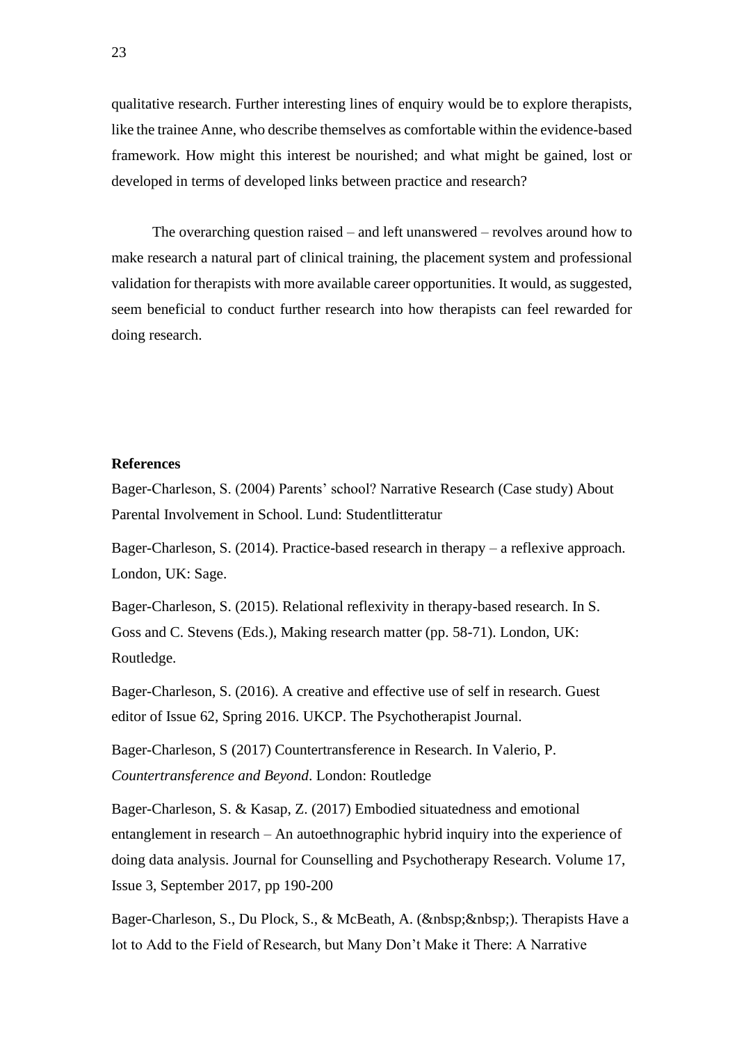qualitative research. Further interesting lines of enquiry would be to explore therapists, like the trainee Anne, who describe themselves as comfortable within the evidence-based framework. How might this interest be nourished; and what might be gained, lost or developed in terms of developed links between practice and research?

The overarching question raised – and left unanswered – revolves around how to make research a natural part of clinical training, the placement system and professional validation for therapists with more available career opportunities. It would, as suggested, seem beneficial to conduct further research into how therapists can feel rewarded for doing research.

**References**

Bager-Charleson, S. (2004) Parents' school? Narrative Research (Case study) About Parental Involvement in School. Lund: Studentlitteratur

Bager-Charleson, S. (2014). Practice-based research in therapy – a reflexive approach. London, UK: Sage.

Bager-Charleson, S. (2015). Relational reflexivity in therapy-based research. In S. Goss and C. Stevens (Eds.), Making research matter (pp. 58-71). London, UK: Routledge.

Bager-Charleson, S. (2016). A creative and effective use of self in research. Guest editor of Issue 62, Spring 2016. UKCP. The Psychotherapist Journal.

Bager-Charleson, S (2017) Countertransference in Research. In Valerio, P. *Countertransference and Beyond*. London: Routledge

Bager-Charleson, S. & Kasap, Z. (2017) Embodied situatedness and emotional entanglement in research – An autoethnographic hybrid inquiry into the experience of doing data analysis. Journal for Counselling and Psychotherapy Research. Volume 17, Issue 3, September 2017, pp 190-200

Bager-Charleson, S., Du Plock, S., & McBeath, A. (&nbsp;&nbsp;). Therapists Have a lot to Add to the Field of Research, but Many Don't Make it There: A Narrative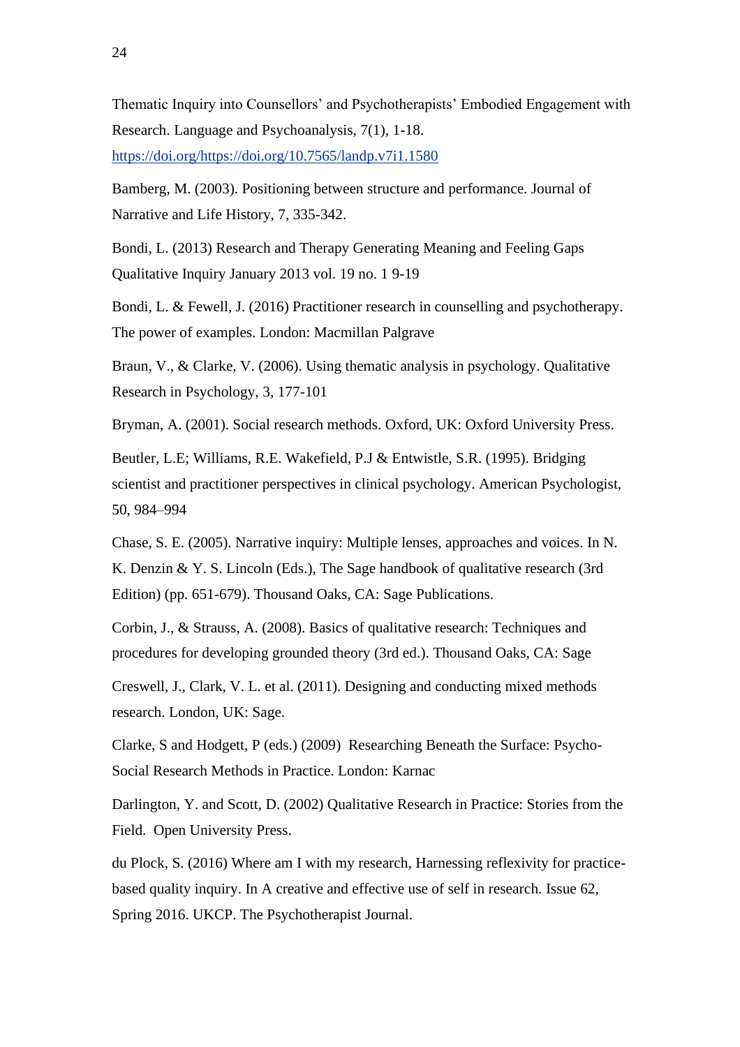Thematic Inquiry into Counsellors' and Psychotherapists' Embodied Engagement with Research. Language and Psychoanalysis, 7(1), 1-18. https://doi.org/https://doi.org/10.7565/landp.v7i1.1580

Bamberg, M. (2003). Positioning between structure and performance. Journal of Narrative and Life History, 7, 335-342.

Bondi, L. (2013) Research and Therapy Generating Meaning and Feeling Gaps Qualitative Inquiry January 2013 vol. 19 no. 1 9-19

Bondi, L. & Fewell, J. (2016) Practitioner research in counselling and psychotherapy. The power of examples. London: Macmillan Palgrave

Braun, V., & Clarke, V. (2006). Using thematic analysis in psychology. Qualitative Research in Psychology, 3, 177-101

Bryman, A. (2001). Social research methods. Oxford, UK: Oxford University Press.

Beutler, L.E; Williams, R.E. Wakefield, P.J & Entwistle, S.R. (1995). Bridging scientist and practitioner perspectives in clinical psychology. American Psychologist, 50, 984–994

Chase, S. E. (2005). Narrative inquiry: Multiple lenses, approaches and voices. In N. K. Denzin & Y. S. Lincoln (Eds.), The Sage handbook of qualitative research (3rd Edition) (pp. 651-679). Thousand Oaks, CA: Sage Publications.

Corbin, J., & Strauss, A. (2008). Basics of qualitative research: Techniques and procedures for developing grounded theory (3rd ed.). Thousand Oaks, CA: Sage

Creswell, J., Clark, V. L. et al. (2011). Designing and conducting mixed methods research. London, UK: Sage.

Clarke, S and Hodgett, P (eds.) (2009) Researching Beneath the Surface: Psycho-Social Research Methods in Practice. London: Karnac

Darlington, Y. and Scott, D. (2002) Qualitative Research in Practice: Stories from the Field. Open University Press.

du Plock, S. (2016) Where am I with my research, Harnessing reflexivity for practice-based quality inquiry. In A creative and effective use of self in research. Issue 62, Spring 2016. UKCP. The Psychotherapist Journal.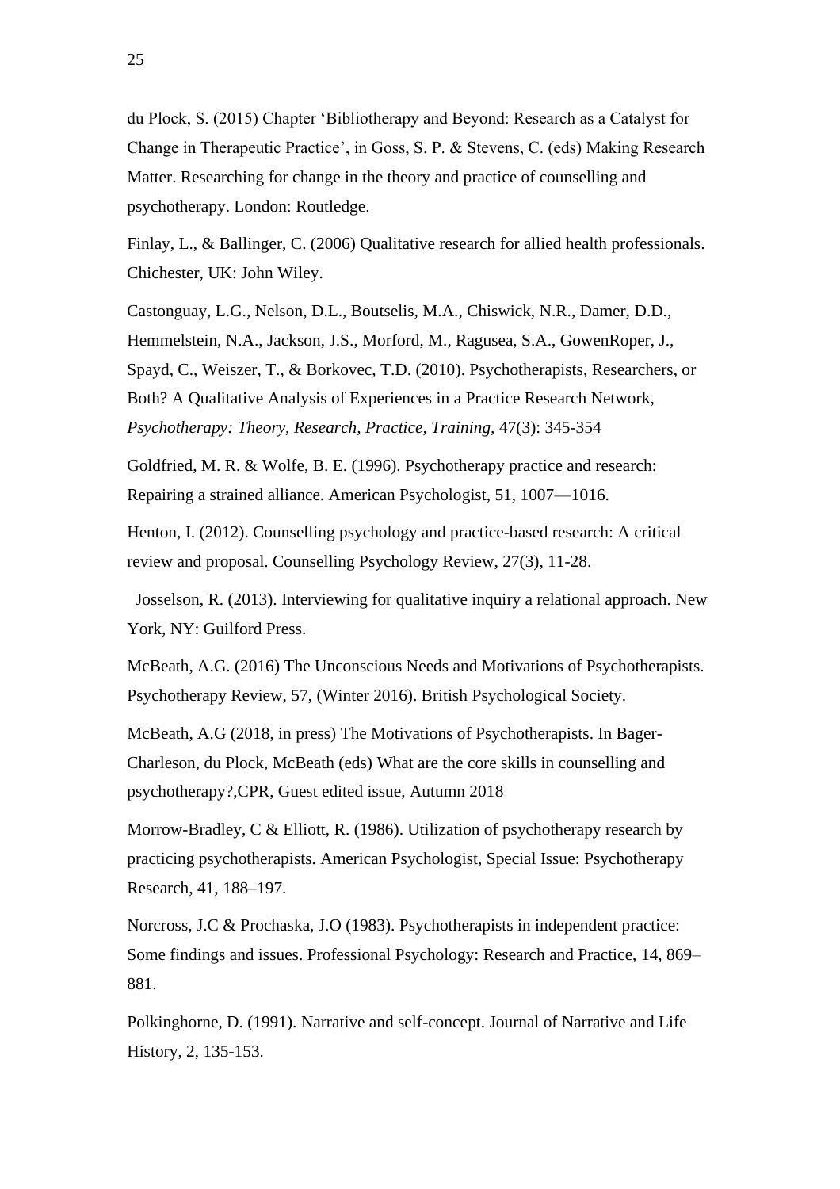du Plock, S. (2015) Chapter 'Bibliotherapy and Beyond: Research as a Catalyst for Change in Therapeutic Practice', in Goss, S. P. & Stevens, C. (eds) Making Research Matter. Researching for change in the theory and practice of counselling and psychotherapy. London: Routledge.

Finlay, L., & Ballinger, C. (2006) Qualitative research for allied health professionals. Chichester, UK: John Wiley.

Castonguay, L.G., Nelson, D.L., Boutselis, M.A., Chiswick, N.R., Damer, D.D., Hemmelstein, N.A., Jackson, J.S., Morford, M., Ragusea, S.A., GowenRoper, J., Spayd, C., Weiszer, T., & Borkovec, T.D. (2010). Psychotherapists, Researchers, or Both? A Qualitative Analysis of Experiences in a Practice Research Network, *Psychotherapy: Theory, Research, Practice, Training,* 47(3): 345-354

Goldfried, M. R. & Wolfe, B. E. (1996). Psychotherapy practice and research: Repairing a strained alliance. American Psychologist, 51, 1007—1016.

Henton, I. (2012). Counselling psychology and practice-based research: A critical review and proposal. Counselling Psychology Review, 27(3), 11-28.

Josselson, R. (2013). Interviewing for qualitative inquiry a relational approach. New York, NY: Guilford Press.

McBeath, A.G. (2016) The Unconscious Needs and Motivations of Psychotherapists. Psychotherapy Review, 57, (Winter 2016). British Psychological Society.

McBeath, A.G (2018, in press) The Motivations of Psychotherapists. In Bager-Charleson, du Plock, McBeath (eds) What are the core skills in counselling and psychotherapy?,CPR, Guest edited issue, Autumn 2018

Morrow-Bradley, C & Elliott, R. (1986). Utilization of psychotherapy research by practicing psychotherapists. American Psychologist, Special Issue: Psychotherapy Research, 41, 188–197.

Norcross, J.C & Prochaska, J.O (1983). Psychotherapists in independent practice: Some findings and issues. Professional Psychology: Research and Practice, 14, 869–881.

Polkinghorne, D. (1991). Narrative and self-concept. Journal of Narrative and Life History, 2, 135-153.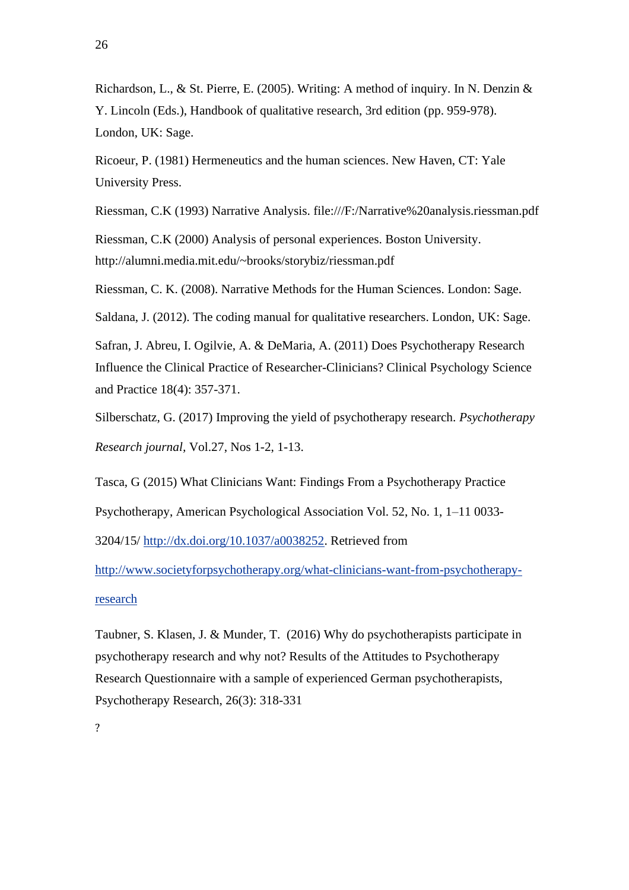Richardson, L., & St. Pierre, E. (2005). Writing: A method of inquiry. In N. Denzin & Y. Lincoln (Eds.), Handbook of qualitative research, 3rd edition (pp. 959-978). London, UK: Sage.

Ricoeur, P. (1981) Hermeneutics and the human sciences. New Haven, CT: Yale University Press.

Riessman, C.K (1993) Narrative Analysis. file:///F:/Narrative%20analysis.riessman.pdf

Riessman, C.K (2000) Analysis of personal experiences. Boston University. http://alumni.media.mit.edu/~brooks/storybiz/riessman.pdf

Riessman, C. K. (2008). Narrative Methods for the Human Sciences. London: Sage.

Saldana, J. (2012). The coding manual for qualitative researchers. London, UK: Sage.

Safran, J. Abreu, I. Ogilvie, A. & DeMaria, A. (2011) Does Psychotherapy Research Influence the Clinical Practice of Researcher-Clinicians? Clinical Psychology Science and Practice 18(4): 357-371.

Silberschatz, G. (2017) Improving the yield of psychotherapy research. *Psychotherapy Research journal*, Vol.27, Nos 1-2, 1-13.

Tasca, G (2015) What Clinicians Want: Findings From a Psychotherapy Practice Psychotherapy, American Psychological Association Vol. 52, No. 1, 1–11 0033-3204/15/ http://dx.doi.org/10.1037/a0038252. Retrieved from http://www.societyforpsychotherapy.org/what-clinicians-want-from-psychotherapy-research

Taubner, S. Klasen, J. & Munder, T. (2016) Why do psychotherapists participate in psychotherapy research and why not? Results of the Attitudes to Psychotherapy Research Questionnaire with a sample of experienced German psychotherapists, Psychotherapy Research, 26(3): 318-331

?